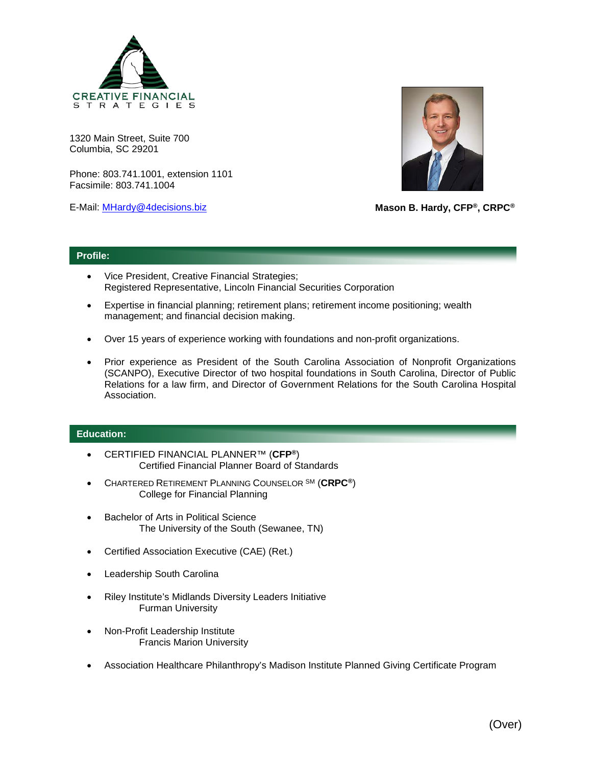CREATIVE FINANCIAL STRATEGIES

1320 Main Street, Suite 700
Columbia, SC 29201

Phone: 803.741.1001, extension 1101
Facsimile: 803.741.1004

E-Mail: [MHardy@4decisions.biz](mailto:MHardy@4decisions.biz)

**Mason B. Hardy, CFP®, CRPC®**

## Profile:

- Vice President, Creative Financial Strategies;
  Registered Representative, Lincoln Financial Securities Corporation
- Expertise in financial planning; retirement plans; retirement income positioning; wealth management; and financial decision making.
- Over 15 years of experience working with foundations and non-profit organizations.
- Prior experience as President of the South Carolina Association of Nonprofit Organizations (SCANPO), Executive Director of two hospital foundations in South Carolina, Director of Public Relations for a law firm, and Director of Government Relations for the South Carolina Hospital Association.

## Education:

- CERTIFIED FINANCIAL PLANNER™ (**CFP®**)
  Certified Financial Planner Board of Standards
- CHARTERED RETIREMENT PLANNING COUNSELOR SM (**CRPC®**)
  College for Financial Planning
- Bachelor of Arts in Political Science
  The University of the South (Sewanee, TN)
- Certified Association Executive (CAE) (Ret.)
- Leadership South Carolina
- Riley Institute's Midlands Diversity Leaders Initiative
  Furman University
- Non-Profit Leadership Institute
  Francis Marion University
- Association Healthcare Philanthropy's Madison Institute Planned Giving Certificate Program

(Over)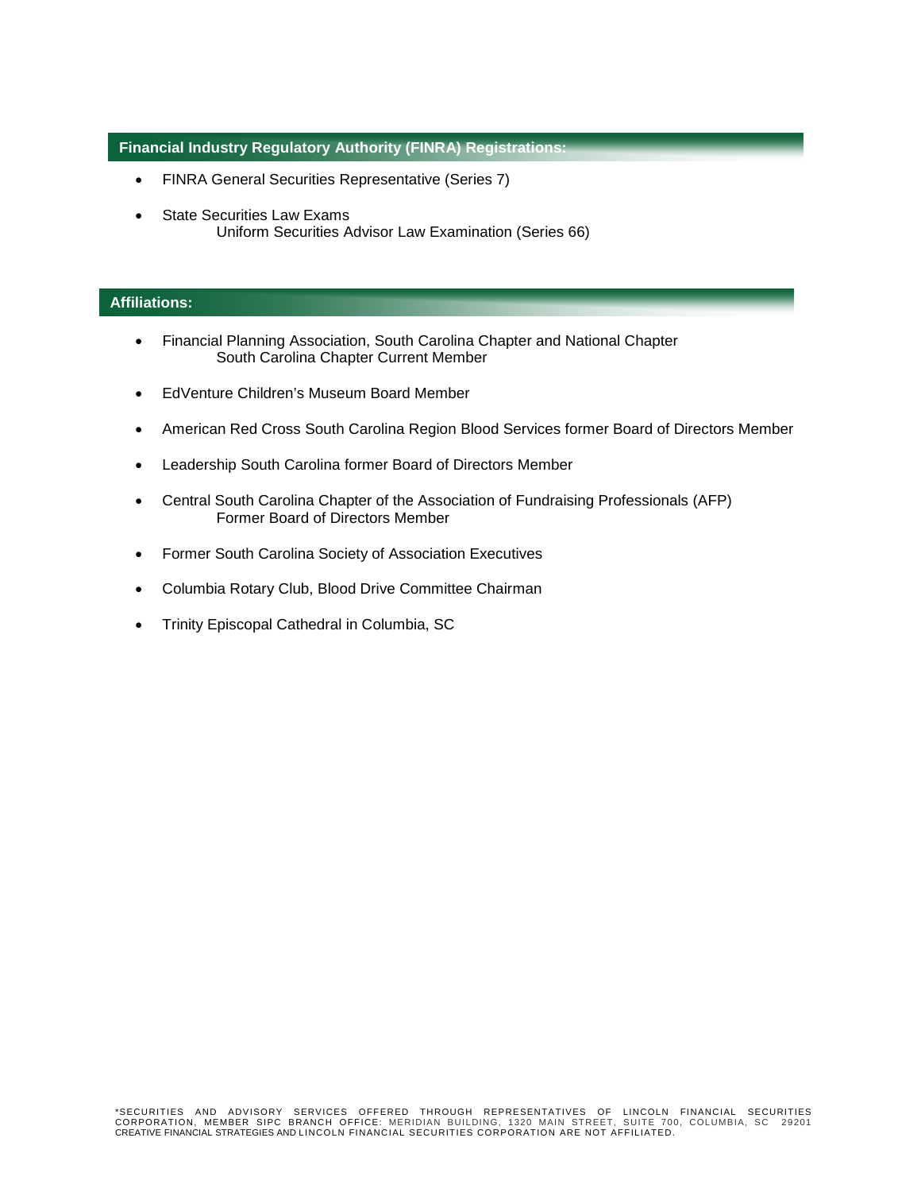## Financial Industry Regulatory Authority (FINRA) Registrations:

- FINRA General Securities Representative (Series 7)
- State Securities Law Exams
  Uniform Securities Advisor Law Examination (Series 66)

## Affiliations:

- Financial Planning Association, South Carolina Chapter and National Chapter
  South Carolina Chapter Current Member
- EdVenture Children's Museum Board Member
- American Red Cross South Carolina Region Blood Services former Board of Directors Member
- Leadership South Carolina former Board of Directors Member
- Central South Carolina Chapter of the Association of Fundraising Professionals (AFP)
  Former Board of Directors Member
- Former South Carolina Society of Association Executives
- Columbia Rotary Club, Blood Drive Committee Chairman
- Trinity Episcopal Cathedral in Columbia, SC

*SECURITIES AND ADVISORY SERVICES OFFERED THROUGH REPRESENTATIVES OF LINCOLN FINANCIAL SECURITIES CORPORATION, MEMBER SIPC BRANCH OFFICE: MERIDIAN BUILDING, 1320 MAIN STREET, SUITE 700, COLUMBIA, SC 29201
CREATIVE FINANCIAL STRATEGIES AND LINCOLN FINANCIAL SECURITIES CORPORATION ARE NOT AFFILIATED.